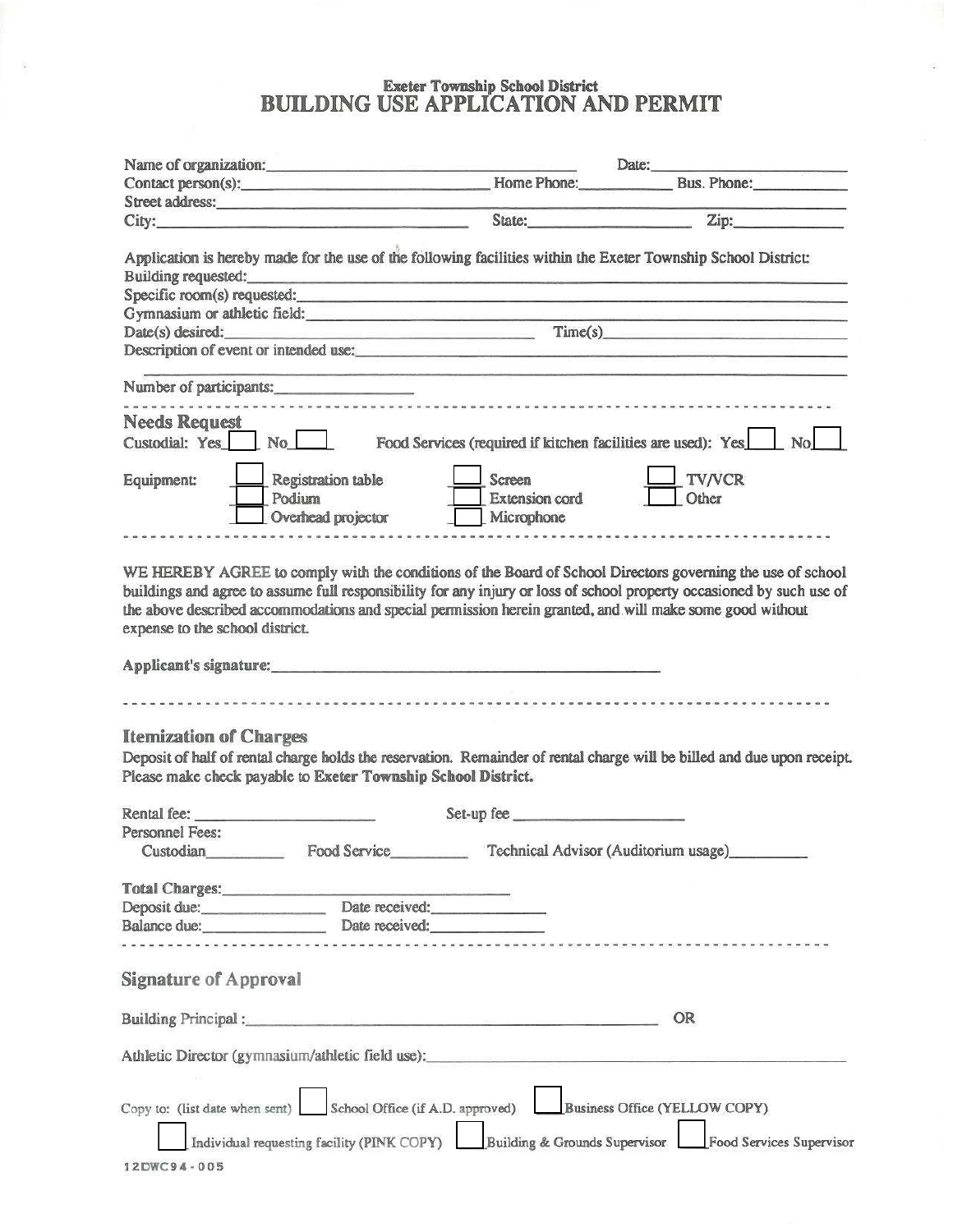# Exeter Township School District
## BUILDING USE APPLICATION AND PERMIT

Name of organization: ____________________ Date: ____________________

Contact person(s): ____________________ Home Phone: __________ Bus. Phone: __________

Street address: ____________________

City: ____________________ State: __________ Zip: __________

Application is hereby made for the use of the following facilities within the Exeter Township School District:

Building requested: ____________________

Specific room(s) requested: ____________________

Gymnasium or athletic field: ____________________

Date(s) desired: ____________________ Time(s) ____________________

Description of event or intended use: ____________________

Number of participants: ____________________

---

### Needs Request

Custodial: Yes ☐ No ☐ Food Services (required if kitchen facilities are used): Yes ☐ No ☐

Equipment:

- ☐ Registration table
- ☐ Podium
- ☐ Overhead projector
- ☐ Screen
- ☐ Extension cord
- ☐ Microphone
- ☐ TV/VCR
- ☐ Other

---

WE HEREBY AGREE to comply with the conditions of the Board of School Directors governing the use of school buildings and agree to assume full responsibility for any injury or loss of school property occasioned by such use of the above described accommodations and special permission herein granted, and will make some good without expense to the school district.

**Applicant's signature:** ____________________

---

### Itemization of Charges

Deposit of half of rental charge holds the reservation. Remainder of rental charge will be billed and due upon receipt. Please make check payable to Exeter Township School District.

Rental fee: ____________________ Set-up fee ____________________

Personnel Fees:

Custodian __________ Food Service __________ Technical Advisor (Auditorium usage) __________

**Total Charges:** ____________________

Deposit due: __________ Date received: __________

Balance due: __________ Date received: __________

---

### Signature of Approval

Building Principal : ____________________ OR

Athletic Director (gymnasium/athletic field use): ____________________

Copy to: (list date when sent) ☐ School Office (if A.D. approved) ☐ Business Office (YELLOW COPY)

☐ Individual requesting facility (PINK COPY) ☐ Building & Grounds Supervisor ☐ Food Services Supervisor

12DWC94-005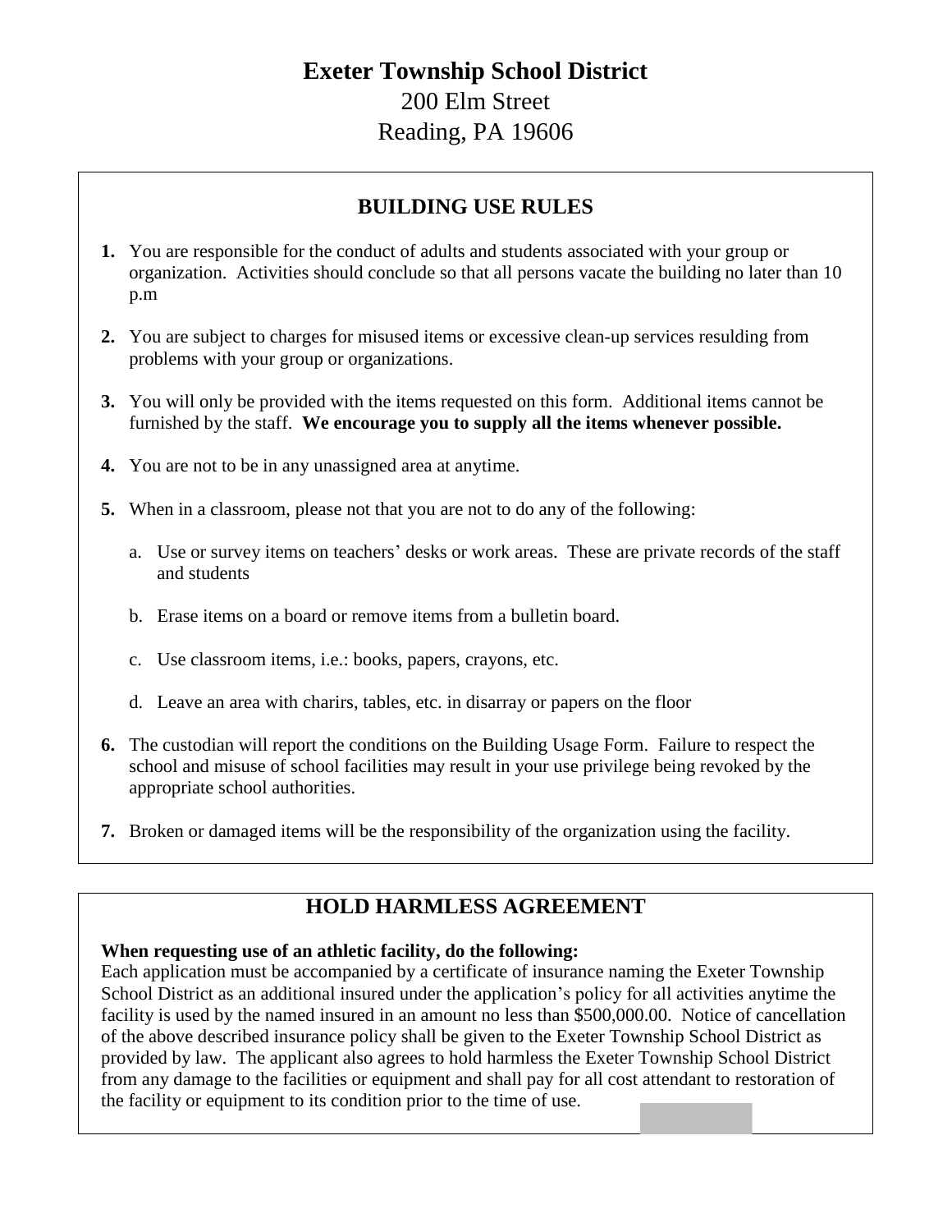# Exeter Township School District

200 Elm Street
Reading, PA 19606

## BUILDING USE RULES

1. You are responsible for the conduct of adults and students associated with your group or organization. Activities should conclude so that all persons vacate the building no later than 10 p.m
2. You are subject to charges for misused items or excessive clean-up services resulding from problems with your group or organizations.
3. You will only be provided with the items requested on this form. Additional items cannot be furnished by the staff. **We encourage you to supply all the items whenever possible.**
4. You are not to be in any unassigned area at anytime.
5. When in a classroom, please not that you are not to do any of the following:
   a. Use or survey items on teachers' desks or work areas. These are private records of the staff and students
   b. Erase items on a board or remove items from a bulletin board.
   c. Use classroom items, i.e.: books, papers, crayons, etc.
   d. Leave an area with charirs, tables, etc. in disarray or papers on the floor
6. The custodian will report the conditions on the Building Usage Form. Failure to respect the school and misuse of school facilities may result in your use privilege being revoked by the appropriate school authorities.
7. Broken or damaged items will be the responsibility of the organization using the facility.

## HOLD HARMLESS AGREEMENT

**When requesting use of an athletic facility, do the following:**
Each application must be accompanied by a certificate of insurance naming the Exeter Township School District as an additional insured under the application's policy for all activities anytime the facility is used by the named insured in an amount no less than $500,000.00. Notice of cancellation of the above described insurance policy shall be given to the Exeter Township School District as provided by law. The applicant also agrees to hold harmless the Exeter Township School District from any damage to the facilities or equipment and shall pay for all cost attendant to restoration of the facility or equipment to its condition prior to the time of use.